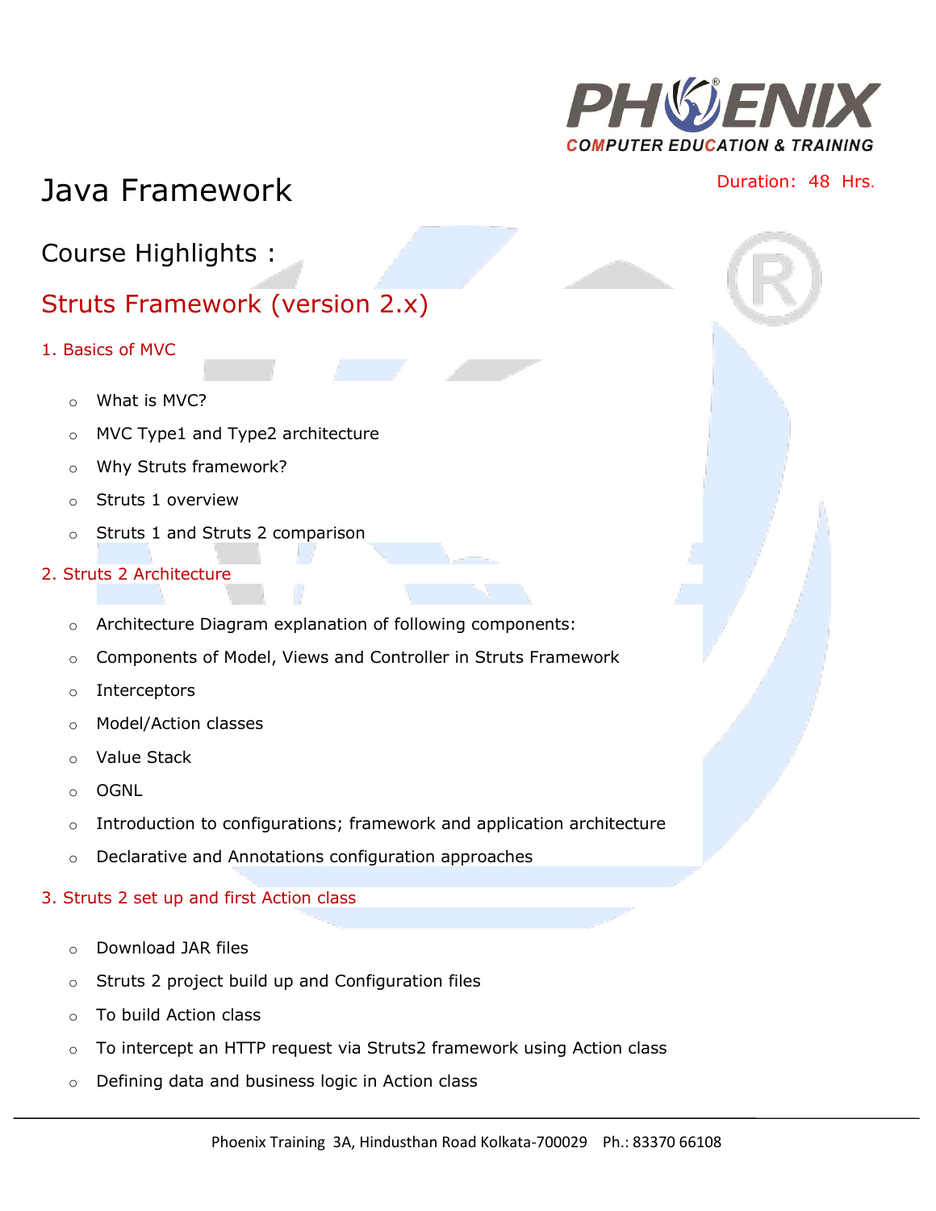# Java Framework

Duration: 48 Hrs.

## Course Highlights :

## Struts Framework (version 2.x)

### 1. Basics of MVC

- What is MVC?
- MVC Type1 and Type2 architecture
- Why Struts framework?
- Struts 1 overview
- Struts 1 and Struts 2 comparison

### 2. Struts 2 Architecture

- Architecture Diagram explanation of following components:
- Components of Model, Views and Controller in Struts Framework
- Interceptors
- Model/Action classes
- Value Stack
- OGNL
- Introduction to configurations; framework and application architecture
- Declarative and Annotations configuration approaches

### 3. Struts 2 set up and first Action class

- Download JAR files
- Struts 2 project build up and Configuration files
- To build Action class
- To intercept an HTTP request via Struts2 framework using Action class
- Defining data and business logic in Action class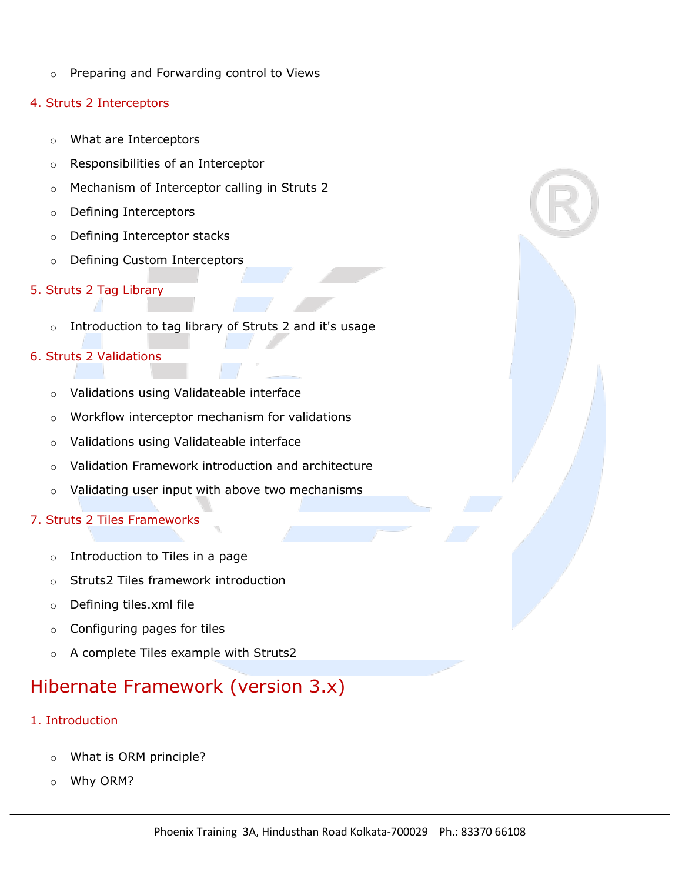- Preparing and Forwarding control to Views

### 4. Struts 2 Interceptors

- What are Interceptors
- Responsibilities of an Interceptor
- Mechanism of Interceptor calling in Struts 2
- Defining Interceptors
- Defining Interceptor stacks
- Defining Custom Interceptors

### 5. Struts 2 Tag Library

- Introduction to tag library of Struts 2 and it's usage

### 6. Struts 2 Validations

- Validations using Validateable interface
- Workflow interceptor mechanism for validations
- Validations using Validateable interface
- Validation Framework introduction and architecture
- Validating user input with above two mechanisms

### 7. Struts 2 Tiles Frameworks

- Introduction to Tiles in a page
- Struts2 Tiles framework introduction
- Defining tiles.xml file
- Configuring pages for tiles
- A complete Tiles example with Struts2

## Hibernate Framework (version 3.x)

### 1. Introduction

- What is ORM principle?
- Why ORM?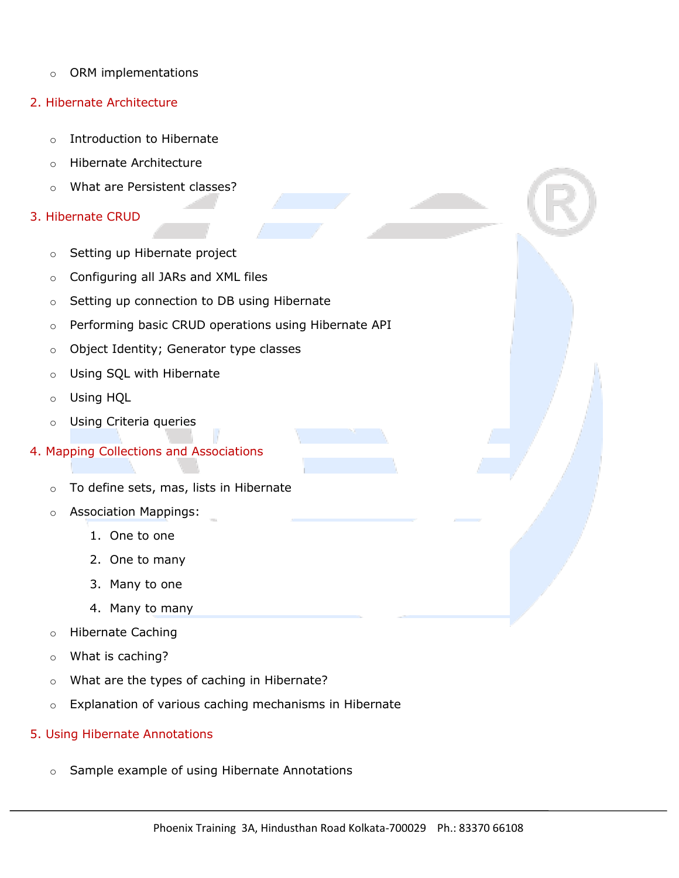- ORM implementations

## 2. Hibernate Architecture

- Introduction to Hibernate
- Hibernate Architecture
- What are Persistent classes?

## 3. Hibernate CRUD

- Setting up Hibernate project
- Configuring all JARs and XML files
- Setting up connection to DB using Hibernate
- Performing basic CRUD operations using Hibernate API
- Object Identity; Generator type classes
- Using SQL with Hibernate
- Using HQL
- Using Criteria queries

## 4. Mapping Collections and Associations

- To define sets, mas, lists in Hibernate
- Association Mappings:
  1. One to one
  2. One to many
  3. Many to one
  4. Many to many
- Hibernate Caching
- What is caching?
- What are the types of caching in Hibernate?
- Explanation of various caching mechanisms in Hibernate

## 5. Using Hibernate Annotations

- Sample example of using Hibernate Annotations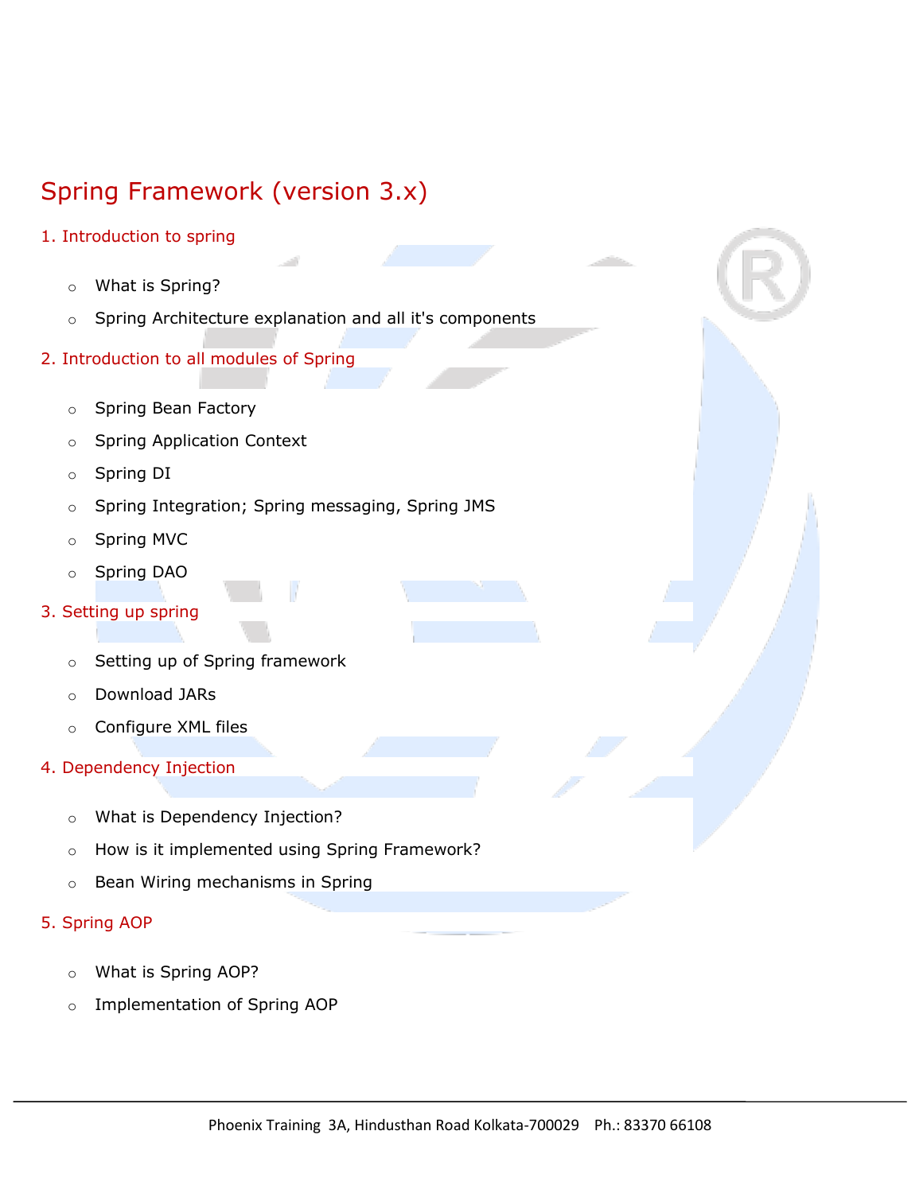# Spring Framework (version 3.x)

## 1. Introduction to spring

- What is Spring?
- Spring Architecture explanation and all it's components

## 2. Introduction to all modules of Spring

- Spring Bean Factory
- Spring Application Context
- Spring DI
- Spring Integration; Spring messaging, Spring JMS
- Spring MVC
- Spring DAO

## 3. Setting up spring

- Setting up of Spring framework
- Download JARs
- Configure XML files

## 4. Dependency Injection

- What is Dependency Injection?
- How is it implemented using Spring Framework?
- Bean Wiring mechanisms in Spring

## 5. Spring AOP

- What is Spring AOP?
- Implementation of Spring AOP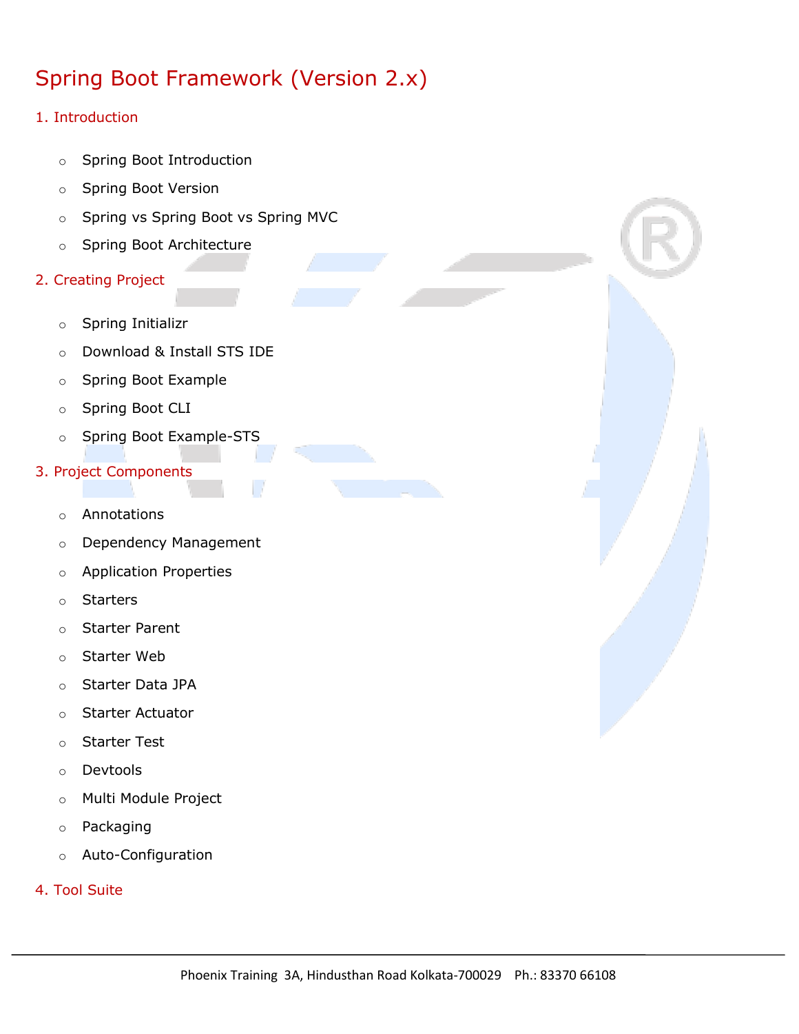# Spring Boot Framework (Version 2.x)

## 1. Introduction

- Spring Boot Introduction
- Spring Boot Version
- Spring vs Spring Boot vs Spring MVC
- Spring Boot Architecture

## 2. Creating Project

- Spring Initializr
- Download & Install STS IDE
- Spring Boot Example
- Spring Boot CLI
- Spring Boot Example-STS

## 3. Project Components

- Annotations
- Dependency Management
- Application Properties
- Starters
- Starter Parent
- Starter Web
- Starter Data JPA
- Starter Actuator
- Starter Test
- Devtools
- Multi Module Project
- Packaging
- Auto-Configuration

## 4. Tool Suite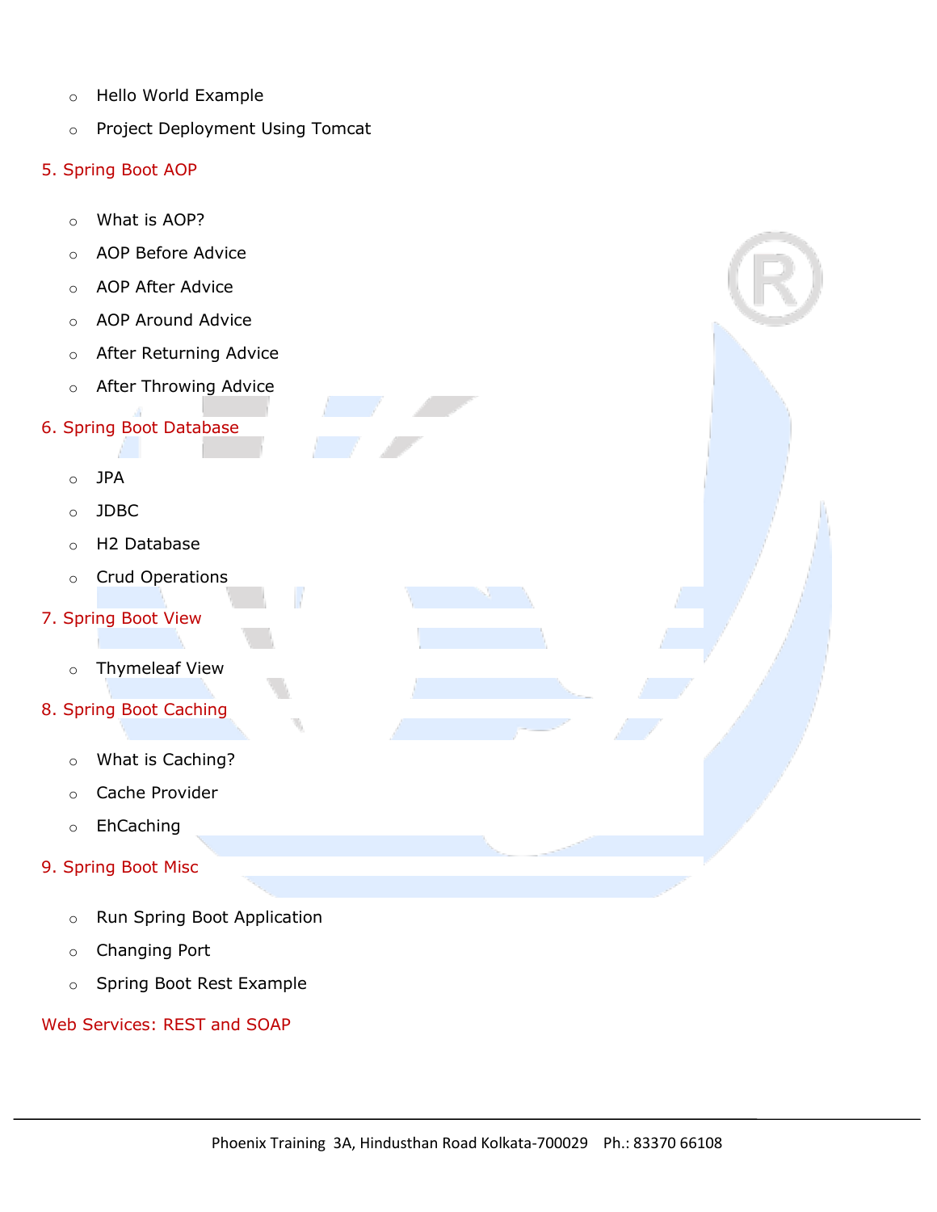- Hello World Example
- Project Deployment Using Tomcat

## 5. Spring Boot AOP

- What is AOP?
- AOP Before Advice
- AOP After Advice
- AOP Around Advice
- After Returning Advice
- After Throwing Advice

## 6. Spring Boot Database

- JPA
- JDBC
- H2 Database
- Crud Operations

## 7. Spring Boot View

- Thymeleaf View

## 8. Spring Boot Caching

- What is Caching?
- Cache Provider
- EhCaching

## 9. Spring Boot Misc

- Run Spring Boot Application
- Changing Port
- Spring Boot Rest Example

## Web Services: REST and SOAP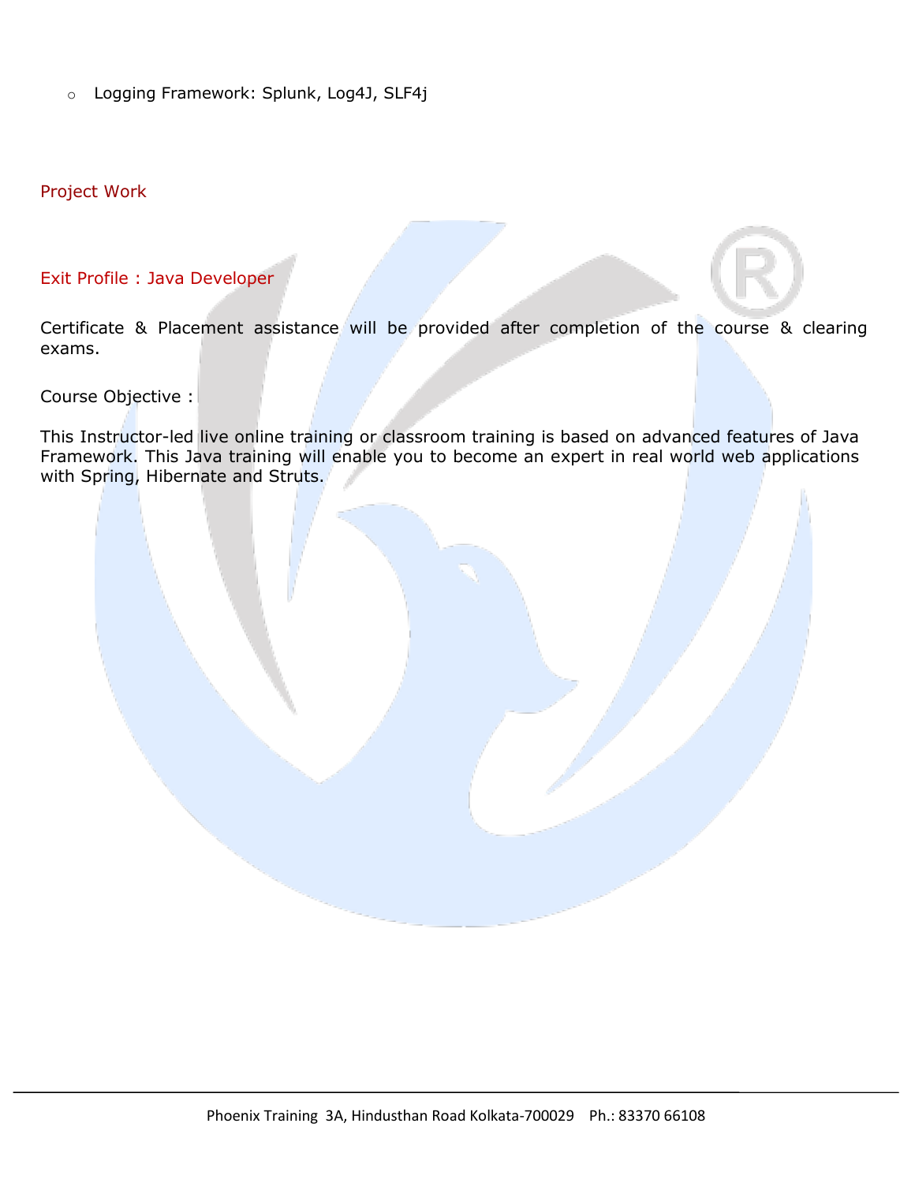- Logging Framework: Splunk, Log4J, SLF4j

## Project Work

## Exit Profile : Java Developer

Certificate & Placement assistance will be provided after completion of the course & clearing exams.

Course Objective :

This Instructor-led live online training or classroom training is based on advanced features of Java Framework. This Java training will enable you to become an expert in real world web applications with Spring, Hibernate and Struts.